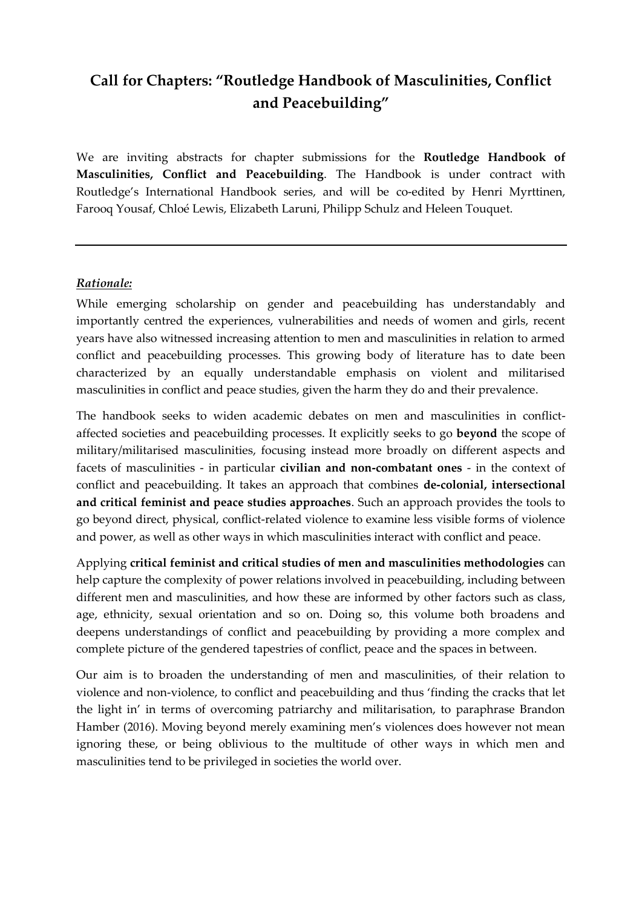# Call for Chapters: "Routledge Handbook of Masculinities, Conflict and Peacebuilding"

We are inviting abstracts for chapter submissions for the **Routledge Handbook of Masculinities, Conflict and Peacebuilding**. The Handbook is under contract with Routledge's International Handbook series, and will be co-edited by Henri Myrttinen, Farooq Yousaf, Chloé Lewis, Elizabeth Laruni, Philipp Schulz and Heleen Touquet.

---

### ***Rationale:***

While emerging scholarship on gender and peacebuilding has understandably and importantly centred the experiences, vulnerabilities and needs of women and girls, recent years have also witnessed increasing attention to men and masculinities in relation to armed conflict and peacebuilding processes. This growing body of literature has to date been characterized by an equally understandable emphasis on violent and militarised masculinities in conflict and peace studies, given the harm they do and their prevalence.

The handbook seeks to widen academic debates on men and masculinities in conflict-affected societies and peacebuilding processes. It explicitly seeks to go **beyond** the scope of military/militarised masculinities, focusing instead more broadly on different aspects and facets of masculinities - in particular **civilian and non-combatant ones** - in the context of conflict and peacebuilding. It takes an approach that combines **de-colonial, intersectional and critical feminist and peace studies approaches**. Such an approach provides the tools to go beyond direct, physical, conflict-related violence to examine less visible forms of violence and power, as well as other ways in which masculinities interact with conflict and peace.

Applying **critical feminist and critical studies of men and masculinities methodologies** can help capture the complexity of power relations involved in peacebuilding, including between different men and masculinities, and how these are informed by other factors such as class, age, ethnicity, sexual orientation and so on. Doing so, this volume both broadens and deepens understandings of conflict and peacebuilding by providing a more complex and complete picture of the gendered tapestries of conflict, peace and the spaces in between.

Our aim is to broaden the understanding of men and masculinities, of their relation to violence and non-violence, to conflict and peacebuilding and thus 'finding the cracks that let the light in' in terms of overcoming patriarchy and militarisation, to paraphrase Brandon Hamber (2016). Moving beyond merely examining men's violences does however not mean ignoring these, or being oblivious to the multitude of other ways in which men and masculinities tend to be privileged in societies the world over.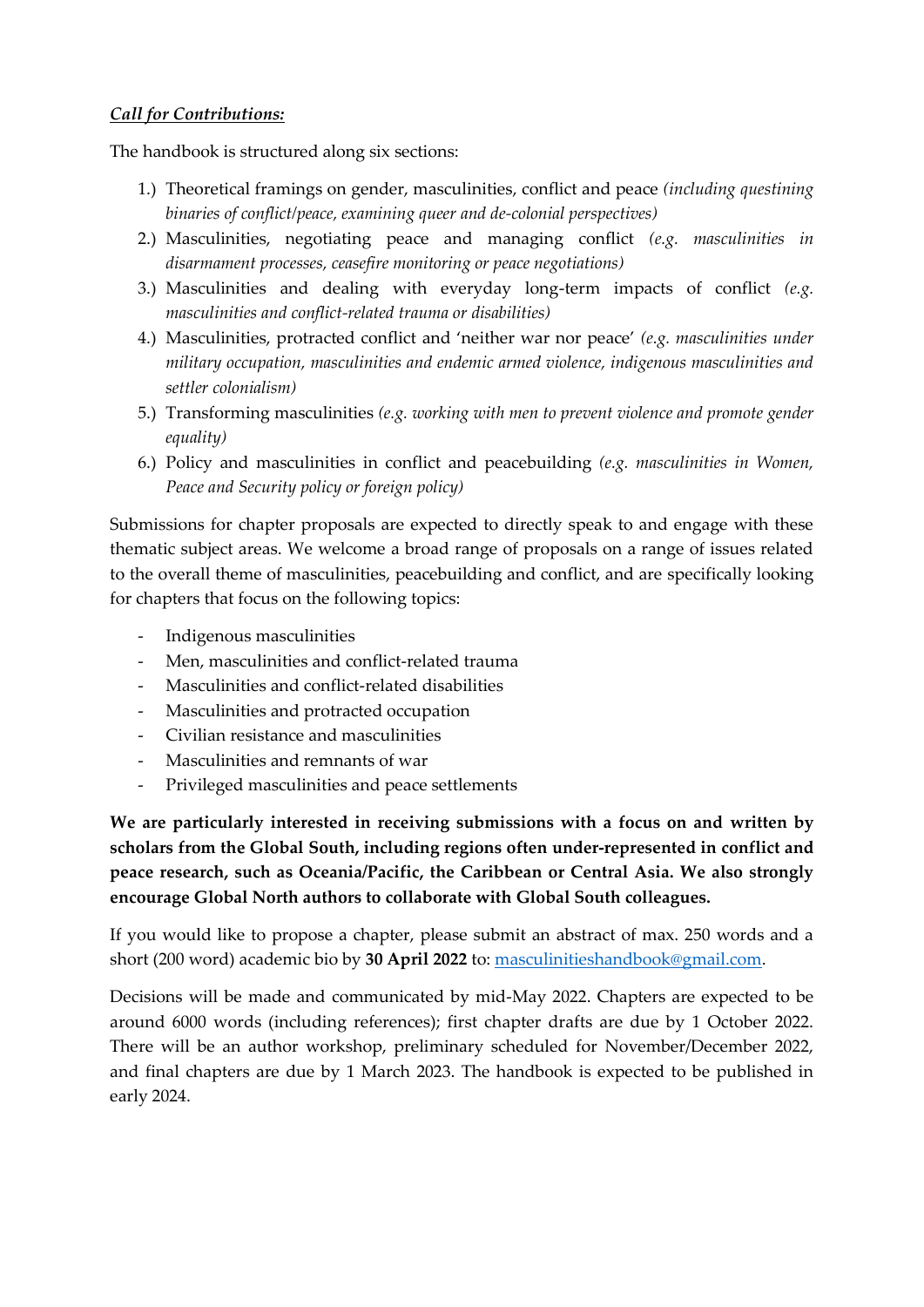***Call for Contributions:***

The handbook is structured along six sections:

1.) Theoretical framings on gender, masculinities, conflict and peace *(including questining binaries of conflict/peace, examining queer and de-colonial perspectives)*

2.) Masculinities, negotiating peace and managing conflict *(e.g. masculinities in disarmament processes, ceasefire monitoring or peace negotiations)*

3.) Masculinities and dealing with everyday long-term impacts of conflict *(e.g. masculinities and conflict-related trauma or disabilities)*

4.) Masculinities, protracted conflict and 'neither war nor peace' *(e.g. masculinities under military occupation, masculinities and endemic armed violence, indigenous masculinities and settler colonialism)*

5.) Transforming masculinities *(e.g. working with men to prevent violence and promote gender equality)*

6.) Policy and masculinities in conflict and peacebuilding *(e.g. masculinities in Women, Peace and Security policy or foreign policy)*

Submissions for chapter proposals are expected to directly speak to and engage with these thematic subject areas. We welcome a broad range of proposals on a range of issues related to the overall theme of masculinities, peacebuilding and conflict, and are specifically looking for chapters that focus on the following topics:

- Indigenous masculinities
- Men, masculinities and conflict-related trauma
- Masculinities and conflict-related disabilities
- Masculinities and protracted occupation
- Civilian resistance and masculinities
- Masculinities and remnants of war
- Privileged masculinities and peace settlements

**We are particularly interested in receiving submissions with a focus on and written by scholars from the Global South, including regions often under-represented in conflict and peace research, such as Oceania/Pacific, the Caribbean or Central Asia. We also strongly encourage Global North authors to collaborate with Global South colleagues.**

If you would like to propose a chapter, please submit an abstract of max. 250 words and a short (200 word) academic bio by **30 April 2022** to: masculinitieshandbook@gmail.com.

Decisions will be made and communicated by mid-May 2022. Chapters are expected to be around 6000 words (including references); first chapter drafts are due by 1 October 2022. There will be an author workshop, preliminary scheduled for November/December 2022, and final chapters are due by 1 March 2023. The handbook is expected to be published in early 2024.